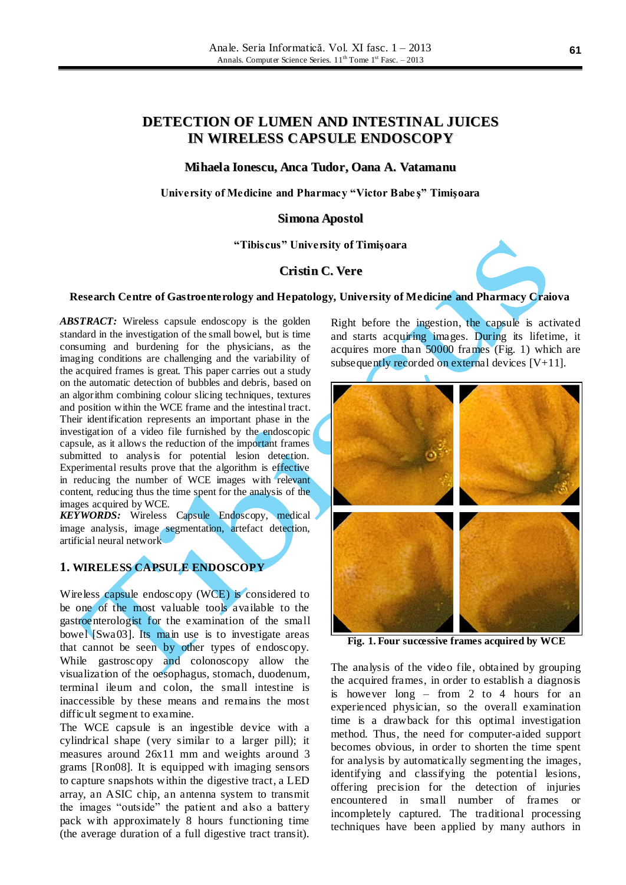# DETECTION OF LUMEN AND INTESTINAL JUICES IN WIRELESS CAPSULE ENDOSCOPY

**Mihaela Ionescu, Anca Tudor, Oana A. Vatamanu**

**University of Medicine and Pharmacy "Victor Babeş" Timişoara**

**Simona Apostol**

**"Tibiscus" University of Timişoara**

**Cristin C. Vere**

**Research Centre of Gastroenterology and Hepatology, University of Medicine and Pharmacy Craiova**

***ABSTRACT:*** Wireless capsule endoscopy is the golden standard in the investigation of the small bowel, but is time consuming and burdening for the physicians, as the imaging conditions are challenging and the variability of the acquired frames is great. This paper carries out a study on the automatic detection of bubbles and debris, based on an algorithm combining colour slicing techniques, textures and position within the WCE frame and the intestinal tract. Their identification represents an important phase in the investigation of a video file furnished by the endoscopic capsule, as it allows the reduction of the important frames submitted to analysis for potential lesion detection. Experimental results prove that the algorithm is effective in reducing the number of WCE images with relevant content, reducing thus the time spent for the analysis of the images acquired by WCE.

***KEYWORDS:*** Wireless Capsule Endoscopy, medical image analysis, image segmentation, artefact detection, artificial neural network

## 1. WIRELESS CAPSULE ENDOSCOPY

Wireless capsule endoscopy (WCE) is considered to be one of the most valuable tools available to the gastroenterologist for the examination of the small bowel [Swa03]. Its main use is to investigate areas that cannot be seen by other types of endoscopy. While gastroscopy and colonoscopy allow the visualization of the oesophagus, stomach, duodenum, terminal ileum and colon, the small intestine is inaccessible by these means and remains the most difficult segment to examine.

The WCE capsule is an ingestible device with a cylindrical shape (very similar to a larger pill); it measures around 26x11 mm and weights around 3 grams [Ron08]. It is equipped with imaging sensors to capture snapshots within the digestive tract, a LED array, an ASIC chip, an antenna system to transmit the images "outside" the patient and also a battery pack with approximately 8 hours functioning time (the average duration of a full digestive tract transit). Right before the ingestion, the capsule is activated and starts acquiring images. During its lifetime, it acquires more than 50000 frames (Fig. 1) which are subsequently recorded on external devices [V+11].

**Fig. 1. Four successive frames acquired by WCE**

The analysis of the video file, obtained by grouping the acquired frames, in order to establish a diagnosis is however long – from 2 to 4 hours for an experienced physician, so the overall examination time is a drawback for this optimal investigation method. Thus, the need for computer-aided support becomes obvious, in order to shorten the time spent for analysis by automatically segmenting the images, identifying and classifying the potential lesions, offering precision for the detection of injuries encountered in small number of frames or incompletely captured. The traditional processing techniques have been applied by many authors in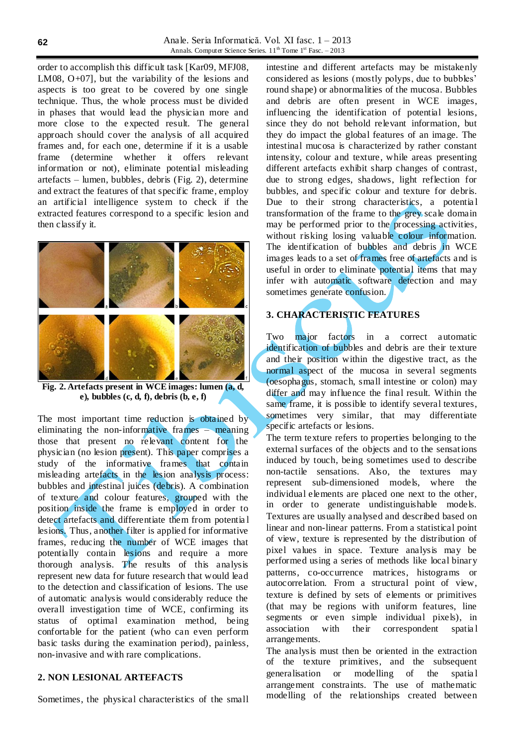order to accomplish this difficult task [Kar09, MFJ08, LM08, O+07], but the variability of the lesions and aspects is too great to be covered by one single technique. Thus, the whole process must be divided in phases that would lead the physician more and more close to the expected result. The general approach should cover the analysis of all acquired frames and, for each one, determine if it is a usable frame (determine whether it offers relevant information or not), eliminate potential misleading artefacts – lumen, bubbles, debris (Fig. 2), determine and extract the features of that specific frame, employ an artificial intelligence system to check if the extracted features correspond to a specific lesion and then classify it.

**Fig. 2. Artefacts present in WCE images: lumen (a, d, e), bubbles (c, d, f), debris (b, e, f)**

The most important time reduction is obtained by eliminating the non-informative frames – meaning those that present no relevant content for the physician (no lesion present). This paper comprises a study of the informative frames that contain misleading artefacts in the lesion analysis process: bubbles and intestinal juices (debris). A combination of texture and colour features, grouped with the position inside the frame is employed in order to detect artefacts and differentiate them from potential lesions. Thus, another filter is applied for informative frames, reducing the number of WCE images that potentially contain lesions and require a more thorough analysis. The results of this analysis represent new data for future research that would lead to the detection and classification of lesions. The use of automatic analysis would considerably reduce the overall investigation time of WCE, confirming its status of optimal examination method, being confortable for the patient (who can even perform basic tasks during the examination period), painless, non-invasive and with rare complications.

## 2. NON LESIONAL ARTEFACTS

Sometimes, the physical characteristics of the small intestine and different artefacts may be mistakenly considered as lesions (mostly polyps, due to bubbles' round shape) or abnormalities of the mucosa. Bubbles and debris are often present in WCE images, influencing the identification of potential lesions, since they do not behold relevant information, but they do impact the global features of an image. The intestinal mucosa is characterized by rather constant intensity, colour and texture, while areas presenting different artefacts exhibit sharp changes of contrast, due to strong edges, shadows, light reflection for bubbles, and specific colour and texture for debris. Due to their strong characteristics, a potential transformation of the frame to the grey scale domain may be performed prior to the processing activities, without risking losing valuable colour information. The identification of bubbles and debris in WCE images leads to a set of frames free of artefacts and is useful in order to eliminate potential items that may infer with automatic software detection and may sometimes generate confusion.

## 3. CHARACTERISTIC FEATURES

Two major factors in a correct automatic identification of bubbles and debris are their texture and their position within the digestive tract, as the normal aspect of the mucosa in several segments (oesophagus, stomach, small intestine or colon) may differ and may influence the final result. Within the same frame, it is possible to identify several textures, sometimes very similar, that may differentiate specific artefacts or lesions.

The term texture refers to properties belonging to the external surfaces of the objects and to the sensations induced by touch, being sometimes used to describe non-tactile sensations. Also, the textures may represent sub-dimensioned models, where the individual elements are placed one next to the other, in order to generate undistinguishable models. Textures are usually analysed and described based on linear and non-linear patterns. From a statistical point of view, texture is represented by the distribution of pixel values in space. Texture analysis may be performed using a series of methods like local binary patterns, co-occurrence matrices, histograms or autocorrelation. From a structural point of view, texture is defined by sets of elements or primitives (that may be regions with uniform features, line segments or even simple individual pixels), in association with their correspondent spatial arrangements.

The analysis must then be oriented in the extraction of the texture primitives, and the subsequent generalisation or modelling of the spatial arrangement constraints. The use of mathematic modelling of the relationships created between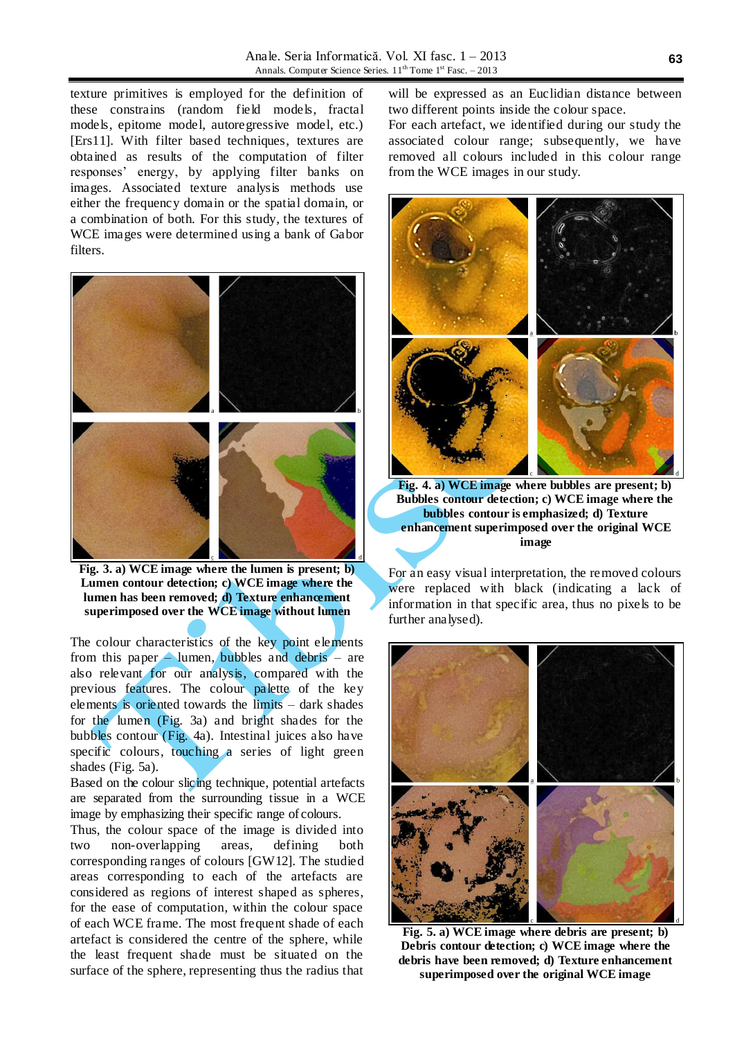texture primitives is employed for the definition of these constrains (random field models, fractal models, epitome model, autoregressive model, etc.) [Ers11]. With filter based techniques, textures are obtained as results of the computation of filter responses' energy, by applying filter banks on images. Associated texture analysis methods use either the frequency domain or the spatial domain, or a combination of both. For this study, the textures of WCE images were determined using a bank of Gabor filters.

**Fig. 3. a) WCE image where the lumen is present; b) Lumen contour detection; c) WCE image where the lumen has been removed; d) Texture enhancement superimposed over the WCE image without lumen**

The colour characteristics of the key point elements from this paper – lumen, bubbles and debris – are also relevant for our analysis, compared with the previous features. The colour palette of the key elements is oriented towards the limits – dark shades for the lumen (Fig. 3a) and bright shades for the bubbles contour (Fig. 4a). Intestinal juices also have specific colours, touching a series of light green shades (Fig. 5a).

Based on the colour slicing technique, potential artefacts are separated from the surrounding tissue in a WCE image by emphasizing their specific range of colours.

Thus, the colour space of the image is divided into two non-overlapping areas, defining both corresponding ranges of colours [GW12]. The studied areas corresponding to each of the artefacts are considered as regions of interest shaped as spheres, for the ease of computation, within the colour space of each WCE frame. The most frequent shade of each artefact is considered the centre of the sphere, while the least frequent shade must be situated on the surface of the sphere, representing thus the radius that will be expressed as an Euclidian distance between two different points inside the colour space.

For each artefact, we identified during our study the associated colour range; subsequently, we have removed all colours included in this colour range from the WCE images in our study.

**Fig. 4. a) WCE image where bubbles are present; b) Bubbles contour detection; c) WCE image where the bubbles contour is emphasized; d) Texture enhancement superimposed over the original WCE image**

For an easy visual interpretation, the removed colours were replaced with black (indicating a lack of information in that specific area, thus no pixels to be further analysed).

**Fig. 5. a) WCE image where debris are present; b) Debris contour detection; c) WCE image where the debris have been removed; d) Texture enhancement superimposed over the original WCE image**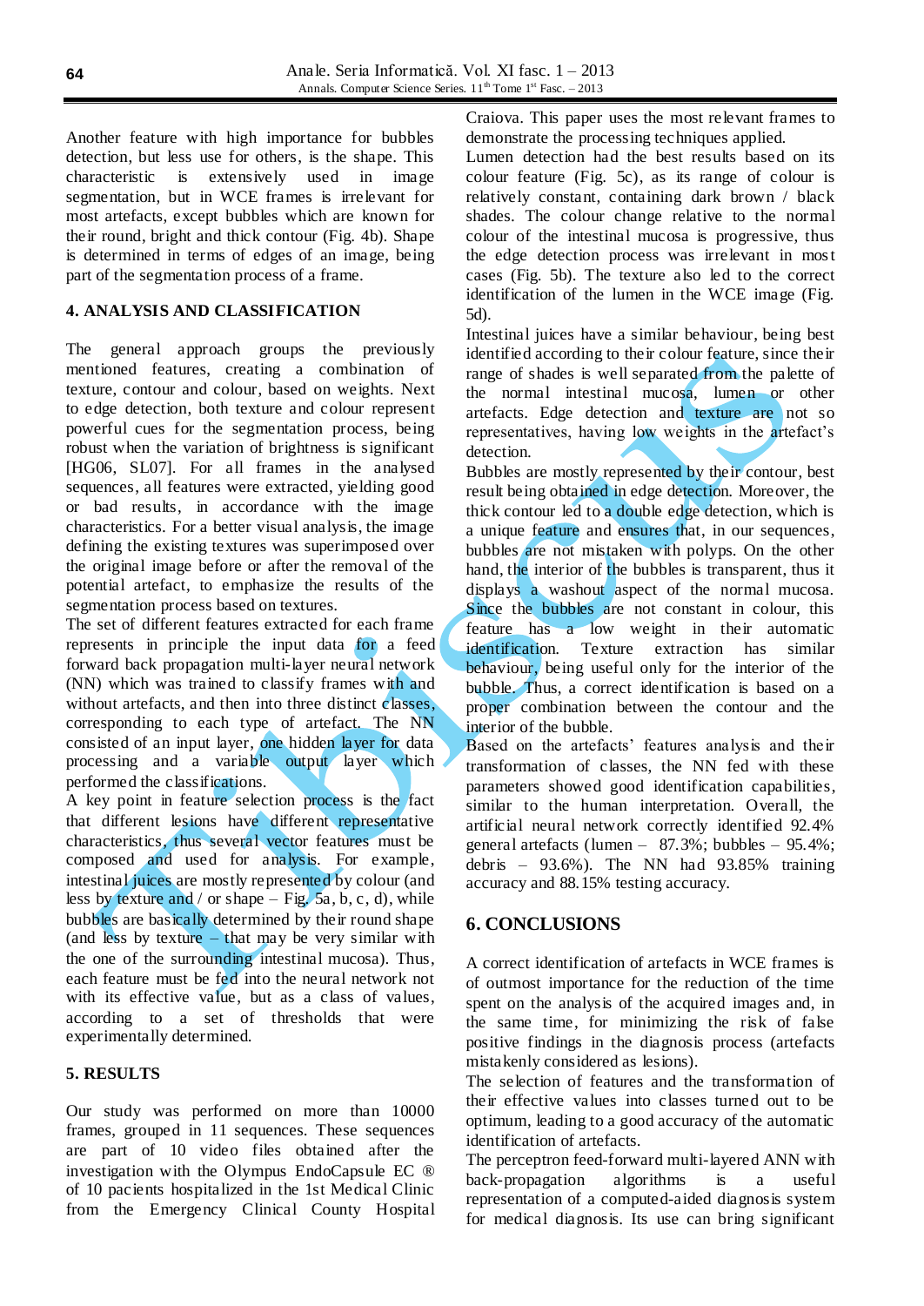Another feature with high importance for bubbles detection, but less use for others, is the shape. This characteristic is extensively used in image segmentation, but in WCE frames is irrelevant for most artefacts, except bubbles which are known for their round, bright and thick contour (Fig. 4b). Shape is determined in terms of edges of an image, being part of the segmentation process of a frame.

## 4. ANALYSIS AND CLASSIFICATION

The general approach groups the previously mentioned features, creating a combination of texture, contour and colour, based on weights. Next to edge detection, both texture and colour represent powerful cues for the segmentation process, being robust when the variation of brightness is significant [HG06, SL07]. For all frames in the analysed sequences, all features were extracted, yielding good or bad results, in accordance with the image characteristics. For a better visual analysis, the image defining the existing textures was superimposed over the original image before or after the removal of the potential artefact, to emphasize the results of the segmentation process based on textures.

The set of different features extracted for each frame represents in principle the input data for a feed forward back propagation multi-layer neural network (NN) which was trained to classify frames with and without artefacts, and then into three distinct classes, corresponding to each type of artefact. The NN consisted of an input layer, one hidden layer for data processing and a variable output layer which performed the classifications.

A key point in feature selection process is the fact that different lesions have different representative characteristics, thus several vector features must be composed and used for analysis. For example, intestinal juices are mostly represented by colour (and less by texture and / or shape – Fig. 5a, b, c, d), while bubbles are basically determined by their round shape (and less by texture – that may be very similar with the one of the surrounding intestinal mucosa). Thus, each feature must be fed into the neural network not with its effective value, but as a class of values, according to a set of thresholds that were experimentally determined.

## 5. RESULTS

Our study was performed on more than 10000 frames, grouped in 11 sequences. These sequences are part of 10 video files obtained after the investigation with the Olympus EndoCapsule EC ® of 10 pacients hospitalized in the 1st Medical Clinic from the Emergency Clinical County Hospital Craiova. This paper uses the most relevant frames to demonstrate the processing techniques applied.

Lumen detection had the best results based on its colour feature (Fig. 5c), as its range of colour is relatively constant, containing dark brown / black shades. The colour change relative to the normal colour of the intestinal mucosa is progressive, thus the edge detection process was irrelevant in most cases (Fig. 5b). The texture also led to the correct identification of the lumen in the WCE image (Fig. 5d).

Intestinal juices have a similar behaviour, being best identified according to their colour feature, since their range of shades is well separated from the palette of the normal intestinal mucosa, lumen or other artefacts. Edge detection and texture are not so representatives, having low weights in the artefact's detection.

Bubbles are mostly represented by their contour, best result being obtained in edge detection. Moreover, the thick contour led to a double edge detection, which is a unique feature and ensures that, in our sequences, bubbles are not mistaken with polyps. On the other hand, the interior of the bubbles is transparent, thus it displays a washout aspect of the normal mucosa. Since the bubbles are not constant in colour, this feature has a low weight in their automatic identification. Texture extraction has similar behaviour, being useful only for the interior of the bubble. Thus, a correct identification is based on a proper combination between the contour and the interior of the bubble.

Based on the artefacts' features analysis and their transformation of classes, the NN fed with these parameters showed good identification capabilities, similar to the human interpretation. Overall, the artificial neural network correctly identified 92.4% general artefacts (lumen – 87.3%; bubbles – 95.4%; debris – 93.6%). The NN had 93.85% training accuracy and 88.15% testing accuracy.

## 6. CONCLUSIONS

A correct identification of artefacts in WCE frames is of outmost importance for the reduction of the time spent on the analysis of the acquired images and, in the same time, for minimizing the risk of false positive findings in the diagnosis process (artefacts mistakenly considered as lesions).

The selection of features and the transformation of their effective values into classes turned out to be optimum, leading to a good accuracy of the automatic identification of artefacts.

The perceptron feed-forward multi-layered ANN with back-propagation algorithms is a useful representation of a computed-aided diagnosis system for medical diagnosis. Its use can bring significant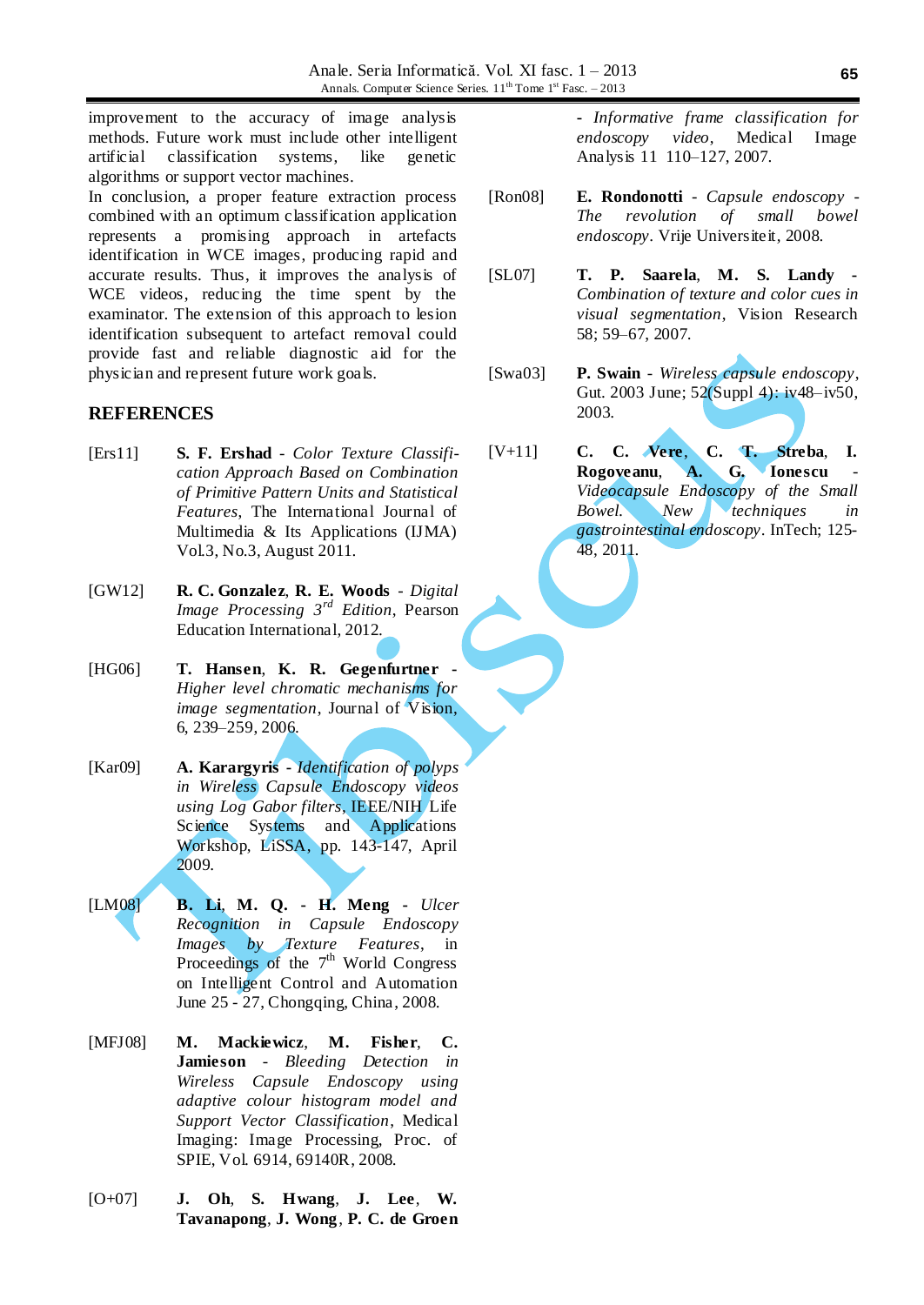improvement to the accuracy of image analysis methods. Future work must include other intelligent artificial classification systems, like genetic algorithms or support vector machines.

In conclusion, a proper feature extraction process combined with an optimum classification application represents a promising approach in artefacts identification in WCE images, producing rapid and accurate results. Thus, it improves the analysis of WCE videos, reducing the time spent by the examinator. The extension of this approach to lesion identification subsequent to artefact removal could provide fast and reliable diagnostic aid for the physician and represent future work goals.

## REFERENCES

[Ers11] **S. F. Ershad** - *Color Texture Classification Approach Based on Combination of Primitive Pattern Units and Statistical Features*, The International Journal of Multimedia & Its Applications (IJMA) Vol.3, No.3, August 2011.

[GW12] **R. C. Gonzalez**, **R. E. Woods** - *Digital Image Processing 3rd Edition*, Pearson Education International, 2012.

[HG06] **T. Hansen**, **K. R. Gegenfurtner** - *Higher level chromatic mechanisms for image segmentation*, Journal of Vision, 6, 239–259, 2006.

[Kar09] **A. Karargyris** - *Identification of polyps in Wireless Capsule Endoscopy videos using Log Gabor filters*, IEEE/NIH Life Science Systems and Applications Workshop, LiSSA, pp. 143-147, April 2009.

[LM08] **B. Li**, **M. Q. - H. Meng** - *Ulcer Recognition in Capsule Endoscopy Images by Texture Features*, in Proceedings of the 7th World Congress on Intelligent Control and Automation June 25 - 27, Chongqing, China, 2008.

[MFJ08] **M. Mackiewicz**, **M. Fisher**, **C. Jamieson** - *Bleeding Detection in Wireless Capsule Endoscopy using adaptive colour histogram model and Support Vector Classification*, Medical Imaging: Image Processing, Proc. of SPIE, Vol. 6914, 69140R, 2008.

[O+07] **J. Oh**, **S. Hwang**, **J. Lee**, **W. Tavanapong**, **J. Wong**, **P. C. de Groen** - *Informative frame classification for endoscopy video*, Medical Image Analysis 11 110–127, 2007.

[Ron08] **E. Rondonotti** - *Capsule endoscopy - The revolution of small bowel endoscopy*. Vrije Universiteit, 2008.

[SL07] **T. P. Saarela**, **M. S. Landy** - *Combination of texture and color cues in visual segmentation*, Vision Research 58; 59–67, 2007.

[Swa03] **P. Swain** - *Wireless capsule endoscopy*, Gut. 2003 June; 52(Suppl 4): iv48–iv50, 2003.

[V+11] **C. C. Vere**, **C. T. Streba**, **I. Rogoveanu**, **A. G. Ionescu** - *Videocapsule Endoscopy of the Small Bowel. New techniques in gastrointestinal endoscopy*. InTech; 125-48, 2011.